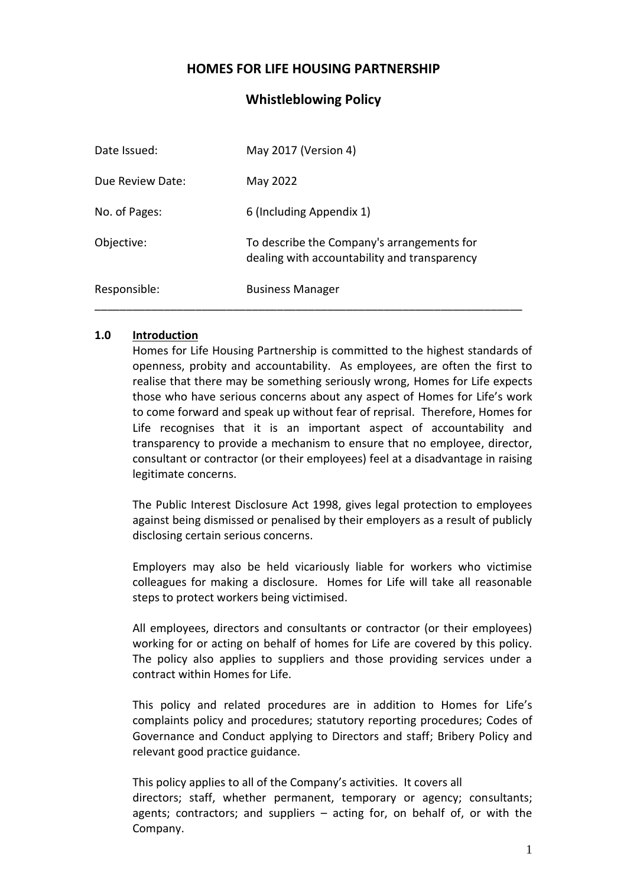# HOMES FOR LIFE HOUSING PARTNERSHIP

## Whistleblowing Policy

| | |
|---|---|
| Date Issued: | May 2017 (Version 4) |
| Due Review Date: | May 2022 |
| No. of Pages: | 6 (Including Appendix 1) |
| Objective: | To describe the Company's arrangements for dealing with accountability and transparency |
| Responsible: | Business Manager |

---

### 1.0 Introduction

Homes for Life Housing Partnership is committed to the highest standards of openness, probity and accountability. As employees, are often the first to realise that there may be something seriously wrong, Homes for Life expects those who have serious concerns about any aspect of Homes for Life's work to come forward and speak up without fear of reprisal. Therefore, Homes for Life recognises that it is an important aspect of accountability and transparency to provide a mechanism to ensure that no employee, director, consultant or contractor (or their employees) feel at a disadvantage in raising legitimate concerns.

The Public Interest Disclosure Act 1998, gives legal protection to employees against being dismissed or penalised by their employers as a result of publicly disclosing certain serious concerns.

Employers may also be held vicariously liable for workers who victimise colleagues for making a disclosure. Homes for Life will take all reasonable steps to protect workers being victimised.

All employees, directors and consultants or contractor (or their employees) working for or acting on behalf of homes for Life are covered by this policy. The policy also applies to suppliers and those providing services under a contract within Homes for Life.

This policy and related procedures are in addition to Homes for Life's complaints policy and procedures; statutory reporting procedures; Codes of Governance and Conduct applying to Directors and staff; Bribery Policy and relevant good practice guidance.

This policy applies to all of the Company's activities. It covers all directors; staff, whether permanent, temporary or agency; consultants; agents; contractors; and suppliers – acting for, on behalf of, or with the Company.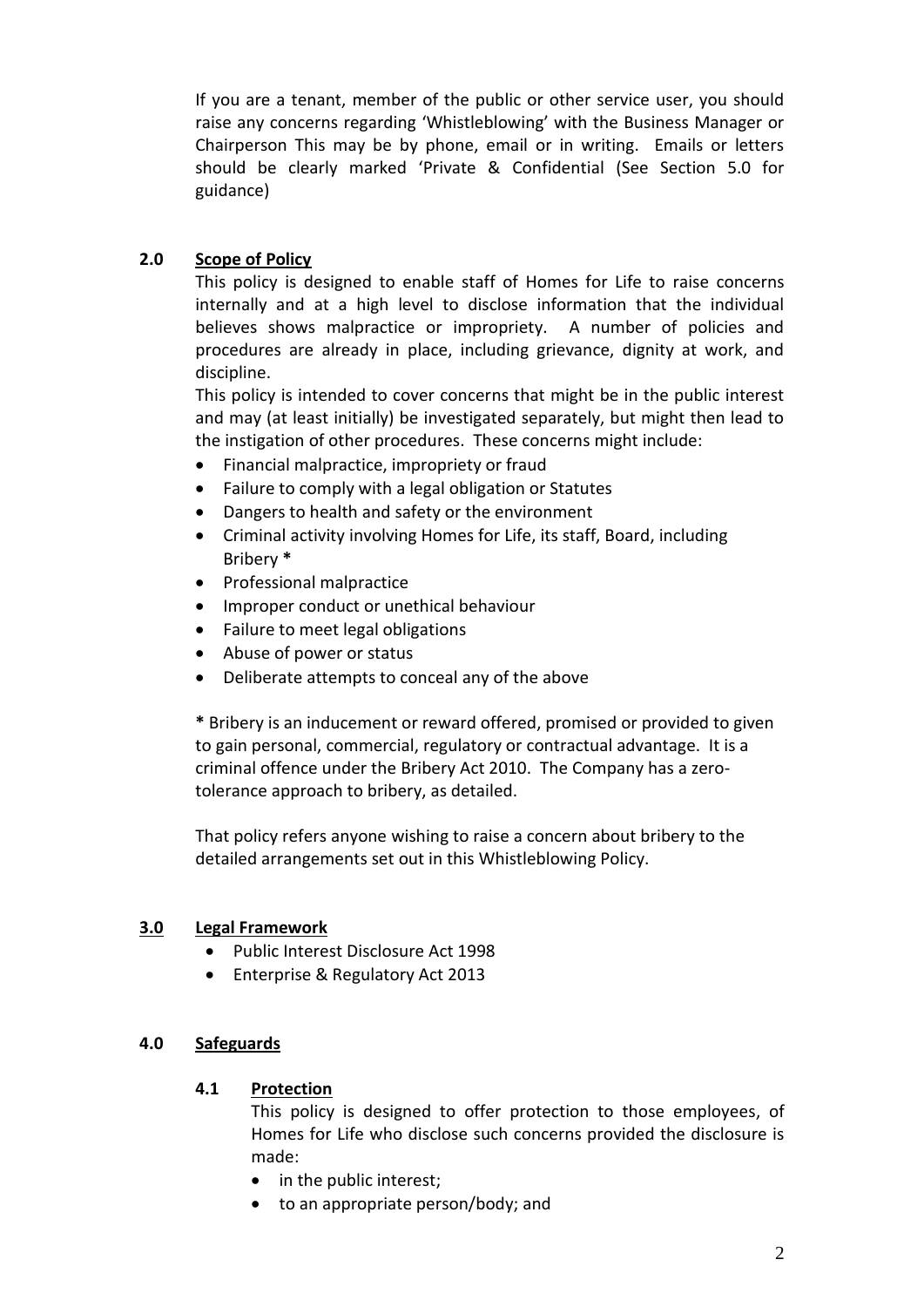If you are a tenant, member of the public or other service user, you should raise any concerns regarding 'Whistleblowing' with the Business Manager or Chairperson This may be by phone, email or in writing. Emails or letters should be clearly marked 'Private & Confidential (See Section 5.0 for guidance)

## 2.0 Scope of Policy

This policy is designed to enable staff of Homes for Life to raise concerns internally and at a high level to disclose information that the individual believes shows malpractice or impropriety. A number of policies and procedures are already in place, including grievance, dignity at work, and discipline.

This policy is intended to cover concerns that might be in the public interest and may (at least initially) be investigated separately, but might then lead to the instigation of other procedures. These concerns might include:

- Financial malpractice, impropriety or fraud
- Failure to comply with a legal obligation or Statutes
- Dangers to health and safety or the environment
- Criminal activity involving Homes for Life, its staff, Board, including Bribery **\***
- Professional malpractice
- Improper conduct or unethical behaviour
- Failure to meet legal obligations
- Abuse of power or status
- Deliberate attempts to conceal any of the above

**\*** Bribery is an inducement or reward offered, promised or provided to given to gain personal, commercial, regulatory or contractual advantage. It is a criminal offence under the Bribery Act 2010. The Company has a zero-tolerance approach to bribery, as detailed.

That policy refers anyone wishing to raise a concern about bribery to the detailed arrangements set out in this Whistleblowing Policy.

## 3.0 Legal Framework

- Public Interest Disclosure Act 1998
- Enterprise & Regulatory Act 2013

## 4.0 Safeguards

### 4.1 Protection

This policy is designed to offer protection to those employees, of Homes for Life who disclose such concerns provided the disclosure is made:

- in the public interest;
- to an appropriate person/body; and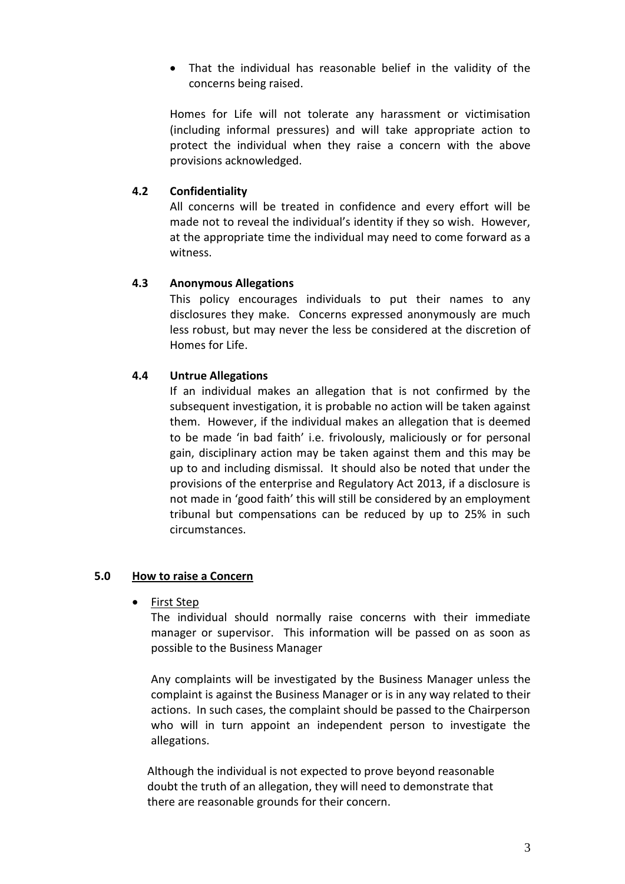- That the individual has reasonable belief in the validity of the concerns being raised.

Homes for Life will not tolerate any harassment or victimisation (including informal pressures) and will take appropriate action to protect the individual when they raise a concern with the above provisions acknowledged.

### 4.2 Confidentiality

All concerns will be treated in confidence and every effort will be made not to reveal the individual's identity if they so wish. However, at the appropriate time the individual may need to come forward as a witness.

### 4.3 Anonymous Allegations

This policy encourages individuals to put their names to any disclosures they make. Concerns expressed anonymously are much less robust, but may never the less be considered at the discretion of Homes for Life.

### 4.4 Untrue Allegations

If an individual makes an allegation that is not confirmed by the subsequent investigation, it is probable no action will be taken against them. However, if the individual makes an allegation that is deemed to be made 'in bad faith' i.e. frivolously, maliciously or for personal gain, disciplinary action may be taken against them and this may be up to and including dismissal. It should also be noted that under the provisions of the enterprise and Regulatory Act 2013, if a disclosure is not made in 'good faith' this will still be considered by an employment tribunal but compensations can be reduced by up to 25% in such circumstances.

## 5.0 How to raise a Concern

- First Step

  The individual should normally raise concerns with their immediate manager or supervisor. This information will be passed on as soon as possible to the Business Manager

  Any complaints will be investigated by the Business Manager unless the complaint is against the Business Manager or is in any way related to their actions. In such cases, the complaint should be passed to the Chairperson who will in turn appoint an independent person to investigate the allegations.

  Although the individual is not expected to prove beyond reasonable doubt the truth of an allegation, they will need to demonstrate that there are reasonable grounds for their concern.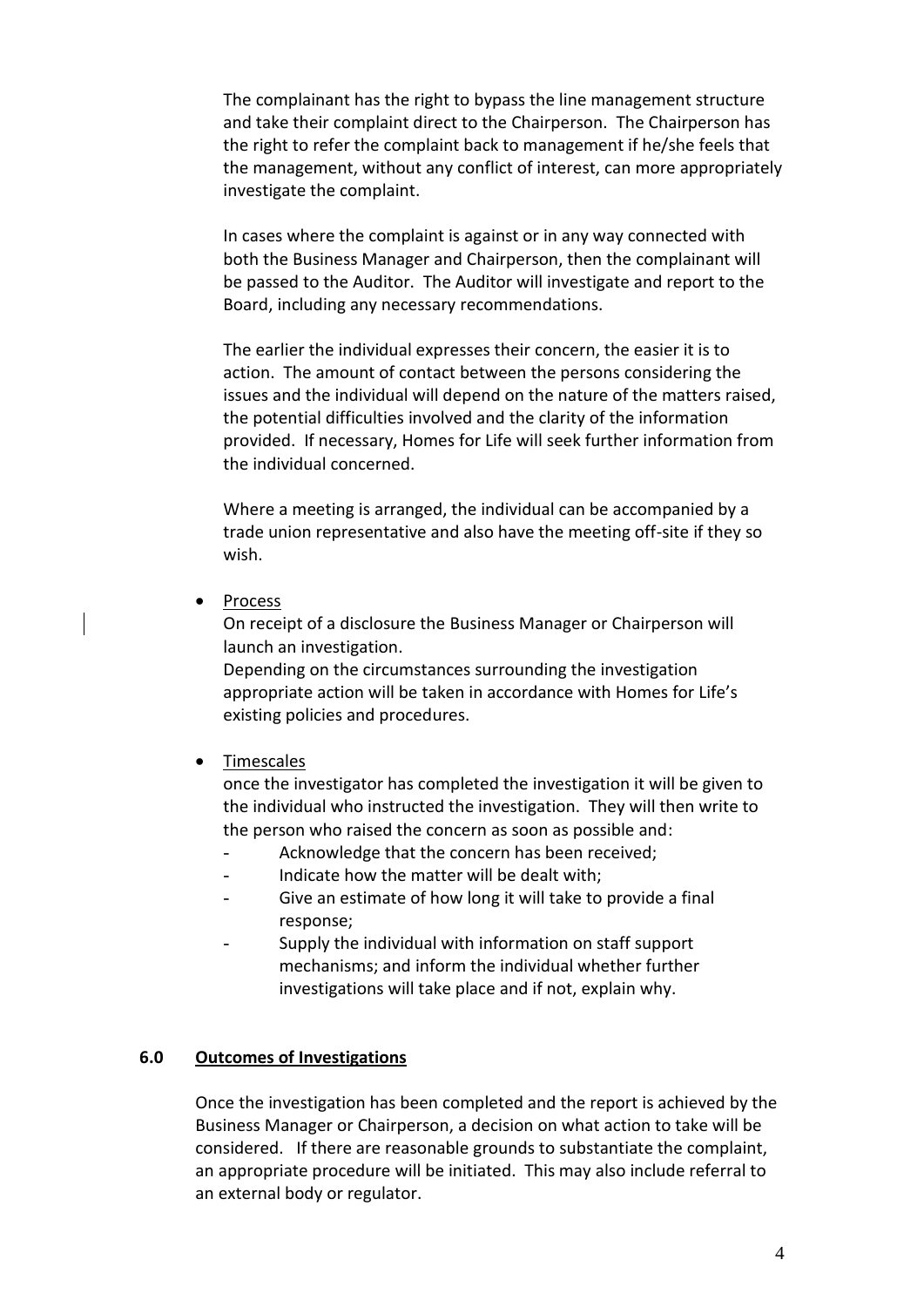The complainant has the right to bypass the line management structure and take their complaint direct to the Chairperson. The Chairperson has the right to refer the complaint back to management if he/she feels that the management, without any conflict of interest, can more appropriately investigate the complaint.

In cases where the complaint is against or in any way connected with both the Business Manager and Chairperson, then the complainant will be passed to the Auditor. The Auditor will investigate and report to the Board, including any necessary recommendations.

The earlier the individual expresses their concern, the easier it is to action. The amount of contact between the persons considering the issues and the individual will depend on the nature of the matters raised, the potential difficulties involved and the clarity of the information provided. If necessary, Homes for Life will seek further information from the individual concerned.

Where a meeting is arranged, the individual can be accompanied by a trade union representative and also have the meeting off-site if they so wish.

- Process

  On receipt of a disclosure the Business Manager or Chairperson will launch an investigation.

  Depending on the circumstances surrounding the investigation appropriate action will be taken in accordance with Homes for Life's existing policies and procedures.

- Timescales

  once the investigator has completed the investigation it will be given to the individual who instructed the investigation. They will then write to the person who raised the concern as soon as possible and:

  - Acknowledge that the concern has been received;
  - Indicate how the matter will be dealt with;
  - Give an estimate of how long it will take to provide a final response;
  - Supply the individual with information on staff support mechanisms; and inform the individual whether further investigations will take place and if not, explain why.

## 6.0 Outcomes of Investigations

Once the investigation has been completed and the report is achieved by the Business Manager or Chairperson, a decision on what action to take will be considered. If there are reasonable grounds to substantiate the complaint, an appropriate procedure will be initiated. This may also include referral to an external body or regulator.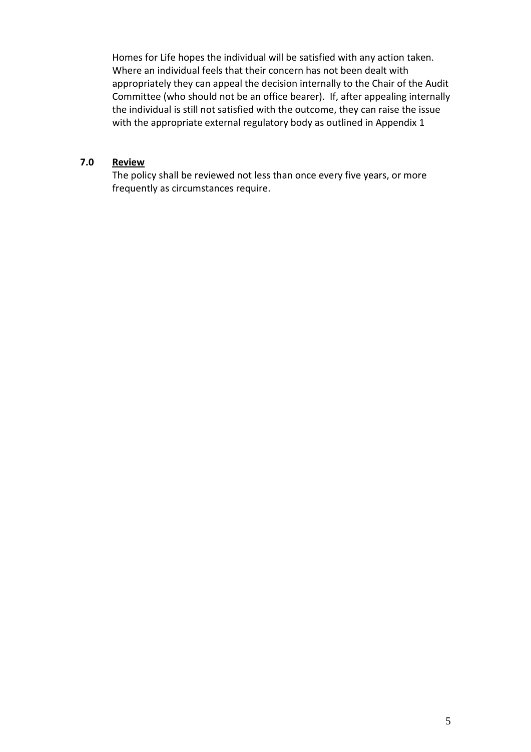Homes for Life hopes the individual will be satisfied with any action taken. Where an individual feels that their concern has not been dealt with appropriately they can appeal the decision internally to the Chair of the Audit Committee (who should not be an office bearer). If, after appealing internally the individual is still not satisfied with the outcome, they can raise the issue with the appropriate external regulatory body as outlined in Appendix 1

## 7.0 Review

The policy shall be reviewed not less than once every five years, or more frequently as circumstances require.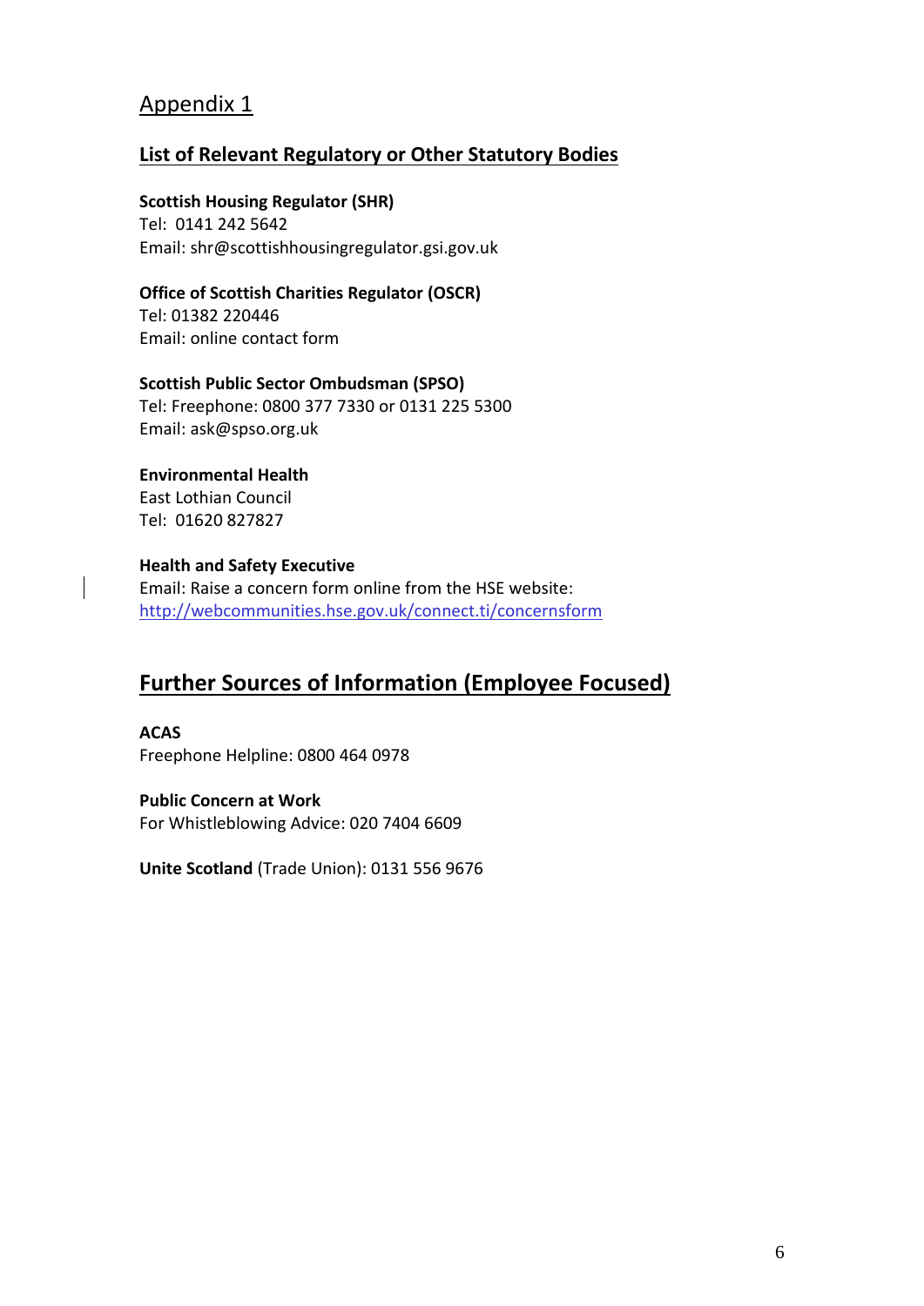## Appendix 1

### List of Relevant Regulatory or Other Statutory Bodies

**Scottish Housing Regulator (SHR)**
Tel: 0141 242 5642
Email: shr@scottishhousingregulator.gsi.gov.uk

**Office of Scottish Charities Regulator (OSCR)**
Tel: 01382 220446
Email: online contact form

**Scottish Public Sector Ombudsman (SPSO)**
Tel: Freephone: 0800 377 7330 or 0131 225 5300
Email: ask@spso.org.uk

**Environmental Health**
East Lothian Council
Tel: 01620 827827

**Health and Safety Executive**
Email: Raise a concern form online from the HSE website:
http://webcommunities.hse.gov.uk/connect.ti/concernsform

## Further Sources of Information (Employee Focused)

**ACAS**
Freephone Helpline: 0800 464 0978

**Public Concern at Work**
For Whistleblowing Advice: 020 7404 6609

**Unite Scotland** (Trade Union): 0131 556 9676